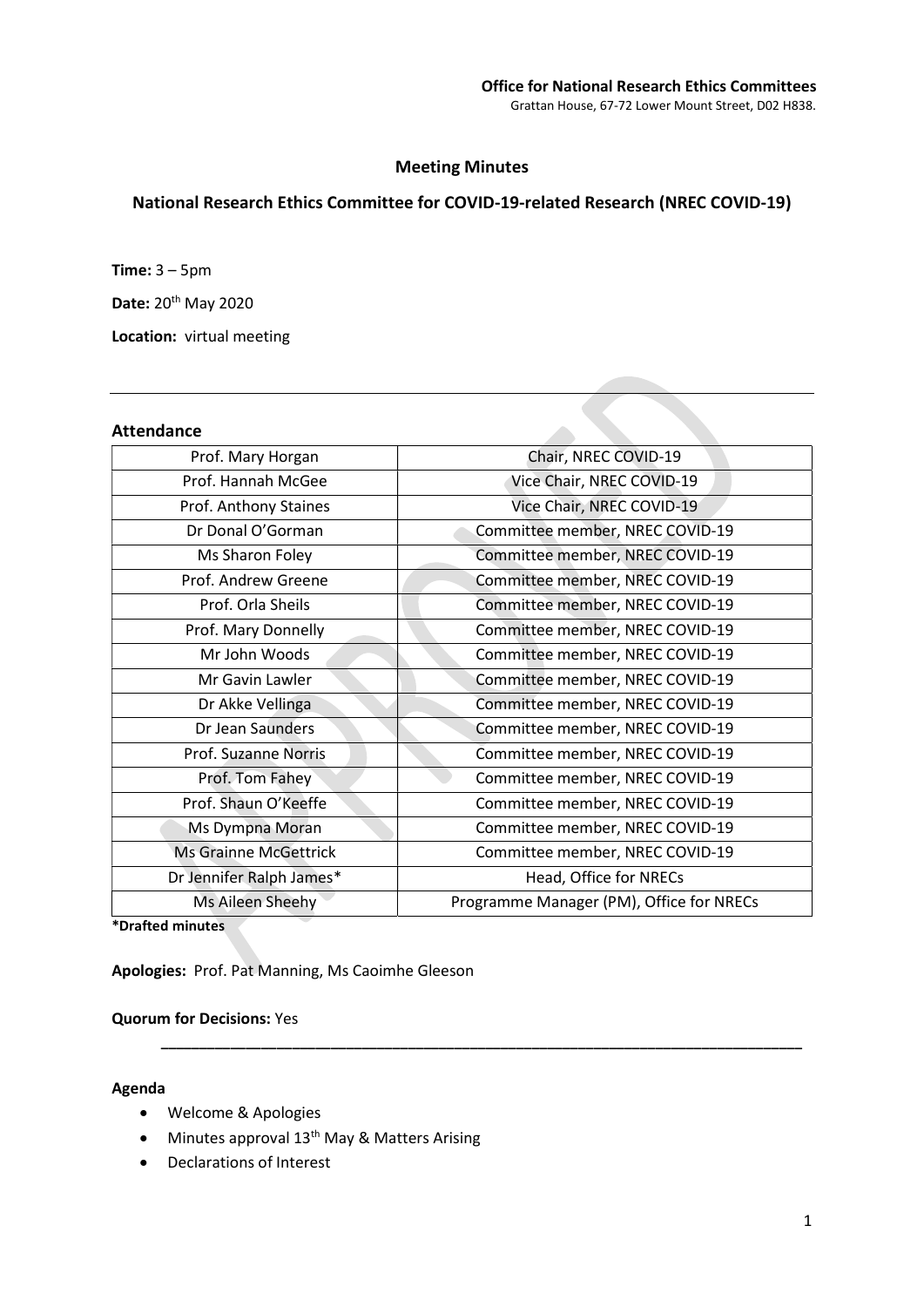**Office for National Research Ethics Committees**
Grattan House, 67-72 Lower Mount Street, D02 H838.

# Meeting Minutes

## National Research Ethics Committee for COVID-19-related Research (NREC COVID-19)

**Time:** 3 – 5pm

**Date:** 20th May 2020

**Location:** virtual meeting

---

### Attendance

| Name | Role |
|---|---|
| Prof. Mary Horgan | Chair, NREC COVID-19 |
| Prof. Hannah McGee | Vice Chair, NREC COVID-19 |
| Prof. Anthony Staines | Vice Chair, NREC COVID-19 |
| Dr Donal O'Gorman | Committee member, NREC COVID-19 |
| Ms Sharon Foley | Committee member, NREC COVID-19 |
| Prof. Andrew Greene | Committee member, NREC COVID-19 |
| Prof. Orla Sheils | Committee member, NREC COVID-19 |
| Prof. Mary Donnelly | Committee member, NREC COVID-19 |
| Mr John Woods | Committee member, NREC COVID-19 |
| Mr Gavin Lawler | Committee member, NREC COVID-19 |
| Dr Akke Vellinga | Committee member, NREC COVID-19 |
| Dr Jean Saunders | Committee member, NREC COVID-19 |
| Prof. Suzanne Norris | Committee member, NREC COVID-19 |
| Prof. Tom Fahey | Committee member, NREC COVID-19 |
| Prof. Shaun O'Keeffe | Committee member, NREC COVID-19 |
| Ms Dympna Moran | Committee member, NREC COVID-19 |
| Ms Grainne McGettrick | Committee member, NREC COVID-19 |
| Dr Jennifer Ralph James* | Head, Office for NRECs |
| Ms Aileen Sheehy | Programme Manager (PM), Office for NRECs |

***Drafted minutes**

**Apologies:** Prof. Pat Manning, Ms Caoimhe Gleeson

**Quorum for Decisions:** Yes

---

### Agenda

- Welcome & Apologies
- Minutes approval 13th May & Matters Arising
- Declarations of Interest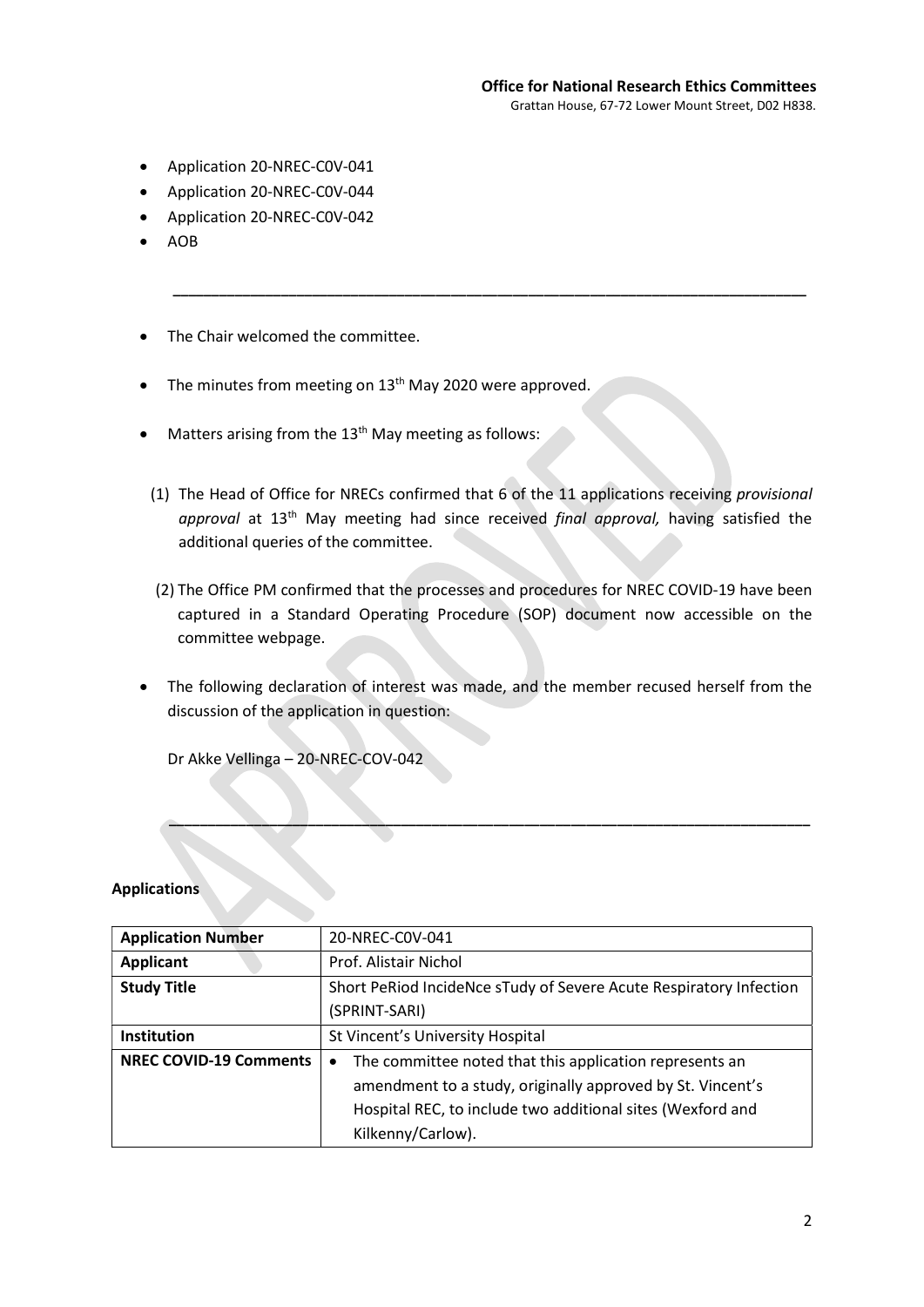- Application 20-NREC-C0V-041
- Application 20-NREC-C0V-044
- Application 20-NREC-C0V-042
- AOB

---

- The Chair welcomed the committee.
- The minutes from meeting on 13th May 2020 were approved.
- Matters arising from the 13th May meeting as follows:

  (1) The Head of Office for NRECs confirmed that 6 of the 11 applications receiving *provisional approval* at 13th May meeting had since received *final approval,* having satisfied the additional queries of the committee.

  (2) The Office PM confirmed that the processes and procedures for NREC COVID-19 have been captured in a Standard Operating Procedure (SOP) document now accessible on the committee webpage.

- The following declaration of interest was made, and the member recused herself from the discussion of the application in question:

  Dr Akke Vellinga – 20-NREC-COV-042

---

**Applications**

| **Application Number** | 20-NREC-C0V-041 |
|---|---|
| **Applicant** | Prof. Alistair Nichol |
| **Study Title** | Short PeRiod IncideNce sTudy of Severe Acute Respiratory Infection (SPRINT-SARI) |
| **Institution** | St Vincent's University Hospital |
| **NREC COVID-19 Comments** | • The committee noted that this application represents an amendment to a study, originally approved by St. Vincent's Hospital REC, to include two additional sites (Wexford and Kilkenny/Carlow). |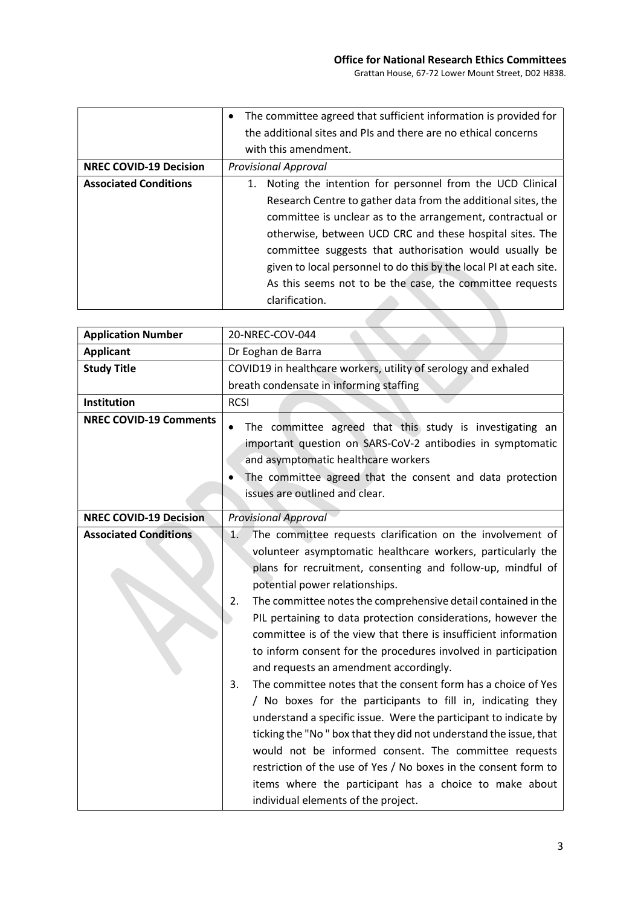| | |
|---|---|
| | • The committee agreed that sufficient information is provided for the additional sites and PIs and there are no ethical concerns with this amendment. |
| **NREC COVID-19 Decision** | *Provisional Approval* |
| **Associated Conditions** | 1. Noting the intention for personnel from the UCD Clinical Research Centre to gather data from the additional sites, the committee is unclear as to the arrangement, contractual or otherwise, between UCD CRC and these hospital sites. The committee suggests that authorisation would usually be given to local personnel to do this by the local PI at each site. As this seems not to be the case, the committee requests clarification. |

| | |
|---|---|
| **Application Number** | 20-NREC-COV-044 |
| **Applicant** | Dr Eoghan de Barra |
| **Study Title** | COVID19 in healthcare workers, utility of serology and exhaled breath condensate in informing staffing |
| **Institution** | RCSI |
| **NREC COVID-19 Comments** | • The committee agreed that this study is investigating an important question on SARS-CoV-2 antibodies in symptomatic and asymptomatic healthcare workers<br>• The committee agreed that the consent and data protection issues are outlined and clear. |
| **NREC COVID-19 Decision** | *Provisional Approval* |
| **Associated Conditions** | 1. The committee requests clarification on the involvement of volunteer asymptomatic healthcare workers, particularly the plans for recruitment, consenting and follow-up, mindful of potential power relationships.<br>2. The committee notes the comprehensive detail contained in the PIL pertaining to data protection considerations, however the committee is of the view that there is insufficient information to inform consent for the procedures involved in participation and requests an amendment accordingly.<br>3. The committee notes that the consent form has a choice of Yes / No boxes for the participants to fill in, indicating they understand a specific issue. Were the participant to indicate by ticking the "No " box that they did not understand the issue, that would not be informed consent. The committee requests restriction of the use of Yes / No boxes in the consent form to items where the participant has a choice to make about individual elements of the project. |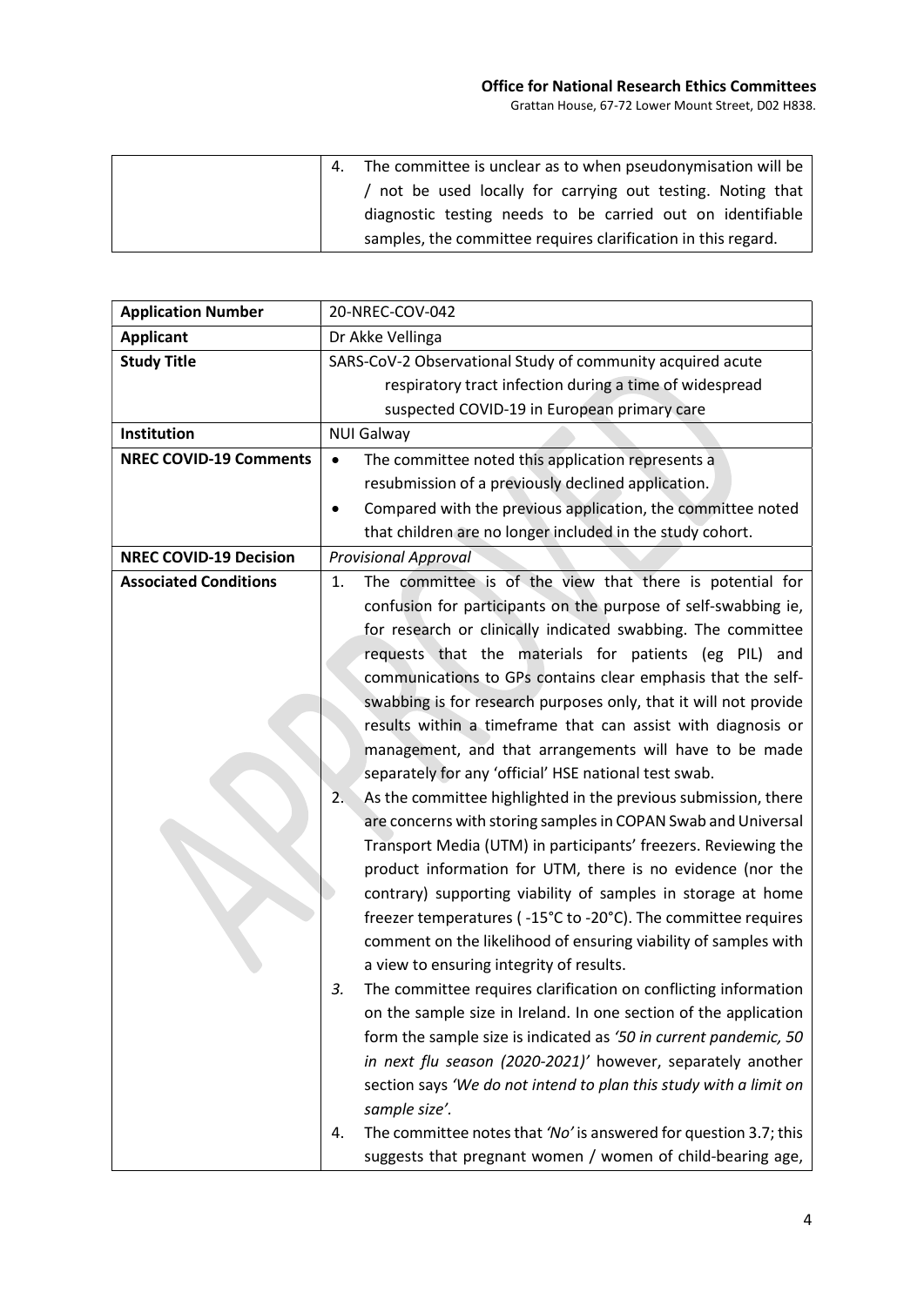|  | 4. The committee is unclear as to when pseudonymisation will be / not be used locally for carrying out testing. Noting that diagnostic testing needs to be carried out on identifiable samples, the committee requires clarification in this regard. |
|---|---|

| **Application Number** | 20-NREC-COV-042 |
|---|---|
| **Applicant** | Dr Akke Vellinga |
| **Study Title** | SARS-CoV-2 Observational Study of community acquired acute respiratory tract infection during a time of widespread suspected COVID-19 in European primary care |
| **Institution** | NUI Galway |
| **NREC COVID-19 Comments** | • The committee noted this application represents a resubmission of a previously declined application.<br>• Compared with the previous application, the committee noted that children are no longer included in the study cohort. |
| **NREC COVID-19 Decision** | *Provisional Approval* |
| **Associated Conditions** | 1. The committee is of the view that there is potential for confusion for participants on the purpose of self-swabbing ie, for research or clinically indicated swabbing. The committee requests that the materials for patients (eg PIL) and communications to GPs contains clear emphasis that the self-swabbing is for research purposes only, that it will not provide results within a timeframe that can assist with diagnosis or management, and that arrangements will have to be made separately for any 'official' HSE national test swab.<br>2. As the committee highlighted in the previous submission, there are concerns with storing samples in COPAN Swab and Universal Transport Media (UTM) in participants' freezers. Reviewing the product information for UTM, there is no evidence (nor the contrary) supporting viability of samples in storage at home freezer temperatures ( -15°C to -20°C). The committee requires comment on the likelihood of ensuring viability of samples with a view to ensuring integrity of results.<br>*3.* The committee requires clarification on conflicting information on the sample size in Ireland. In one section of the application form the sample size is indicated as *'50 in current pandemic, 50 in next flu season (2020-2021)'* however, separately another section says *'We do not intend to plan this study with a limit on sample size'*.<br>4. The committee notes that *'No'* is answered for question 3.7; this suggests that pregnant women / women of child-bearing age, |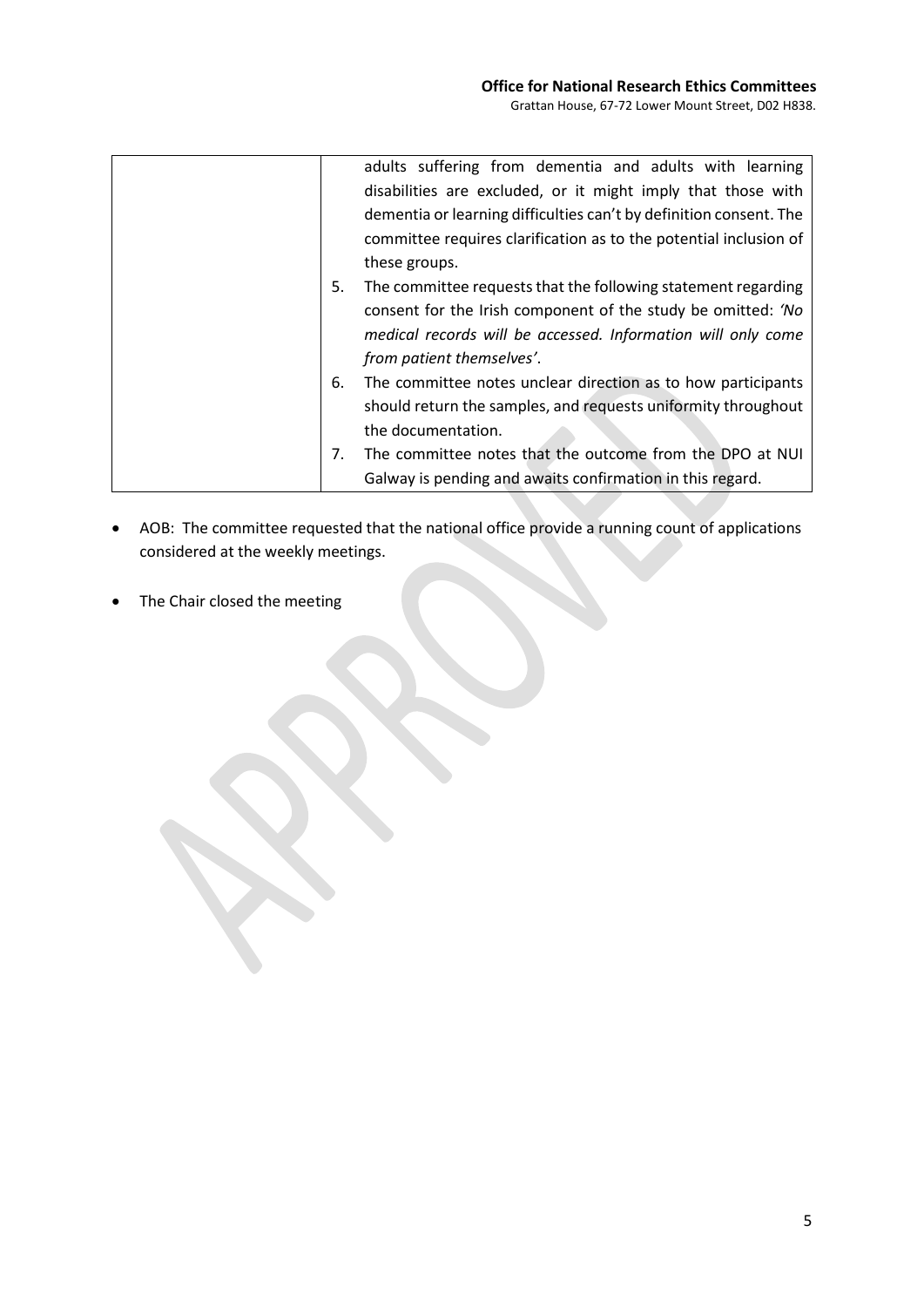| | |
|---|---|
| | adults suffering from dementia and adults with learning disabilities are excluded, or it might imply that those with dementia or learning difficulties can't by definition consent. The committee requires clarification as to the potential inclusion of these groups.<br>5. The committee requests that the following statement regarding consent for the Irish component of the study be omitted: *'No medical records will be accessed. Information will only come from patient themselves'*.<br>6. The committee notes unclear direction as to how participants should return the samples, and requests uniformity throughout the documentation.<br>7. The committee notes that the outcome from the DPO at NUI Galway is pending and awaits confirmation in this regard. |

- AOB: The committee requested that the national office provide a running count of applications considered at the weekly meetings.
- The Chair closed the meeting